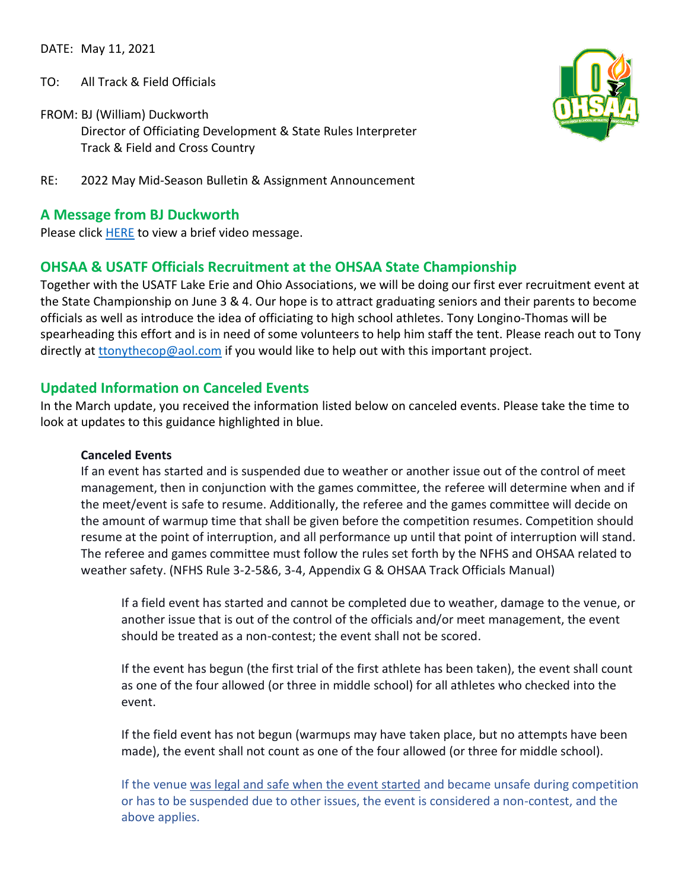DATE: May 11, 2021

TO: All Track & Field Officials

FROM: BJ (William) Duckworth
Director of Officiating Development & State Rules Interpreter
Track & Field and Cross Country

RE: 2022 May Mid-Season Bulletin & Assignment Announcement

## A Message from BJ Duckworth

Please click HERE to view a brief video message.

## OHSAA & USATF Officials Recruitment at the OHSAA State Championship

Together with the USATF Lake Erie and Ohio Associations, we will be doing our first ever recruitment event at the State Championship on June 3 & 4. Our hope is to attract graduating seniors and their parents to become officials as well as introduce the idea of officiating to high school athletes. Tony Longino-Thomas will be spearheading this effort and is in need of some volunteers to help him staff the tent. Please reach out to Tony directly at ttonythecop@aol.com if you would like to help out with this important project.

## Updated Information on Canceled Events

In the March update, you received the information listed below on canceled events. Please take the time to look at updates to this guidance highlighted in blue.

**Canceled Events**

If an event has started and is suspended due to weather or another issue out of the control of meet management, then in conjunction with the games committee, the referee will determine when and if the meet/event is safe to resume. Additionally, the referee and the games committee will decide on the amount of warmup time that shall be given before the competition resumes. Competition should resume at the point of interruption, and all performance up until that point of interruption will stand. The referee and games committee must follow the rules set forth by the NFHS and OHSAA related to weather safety. (NFHS Rule 3-2-5&6, 3-4, Appendix G & OHSAA Track Officials Manual)

If a field event has started and cannot be completed due to weather, damage to the venue, or another issue that is out of the control of the officials and/or meet management, the event should be treated as a non-contest; the event shall not be scored.

If the event has begun (the first trial of the first athlete has been taken), the event shall count as one of the four allowed (or three in middle school) for all athletes who checked into the event.

If the field event has not begun (warmups may have taken place, but no attempts have been made), the event shall not count as one of the four allowed (or three for middle school).

If the venue was legal and safe when the event started and became unsafe during competition or has to be suspended due to other issues, the event is considered a non-contest, and the above applies.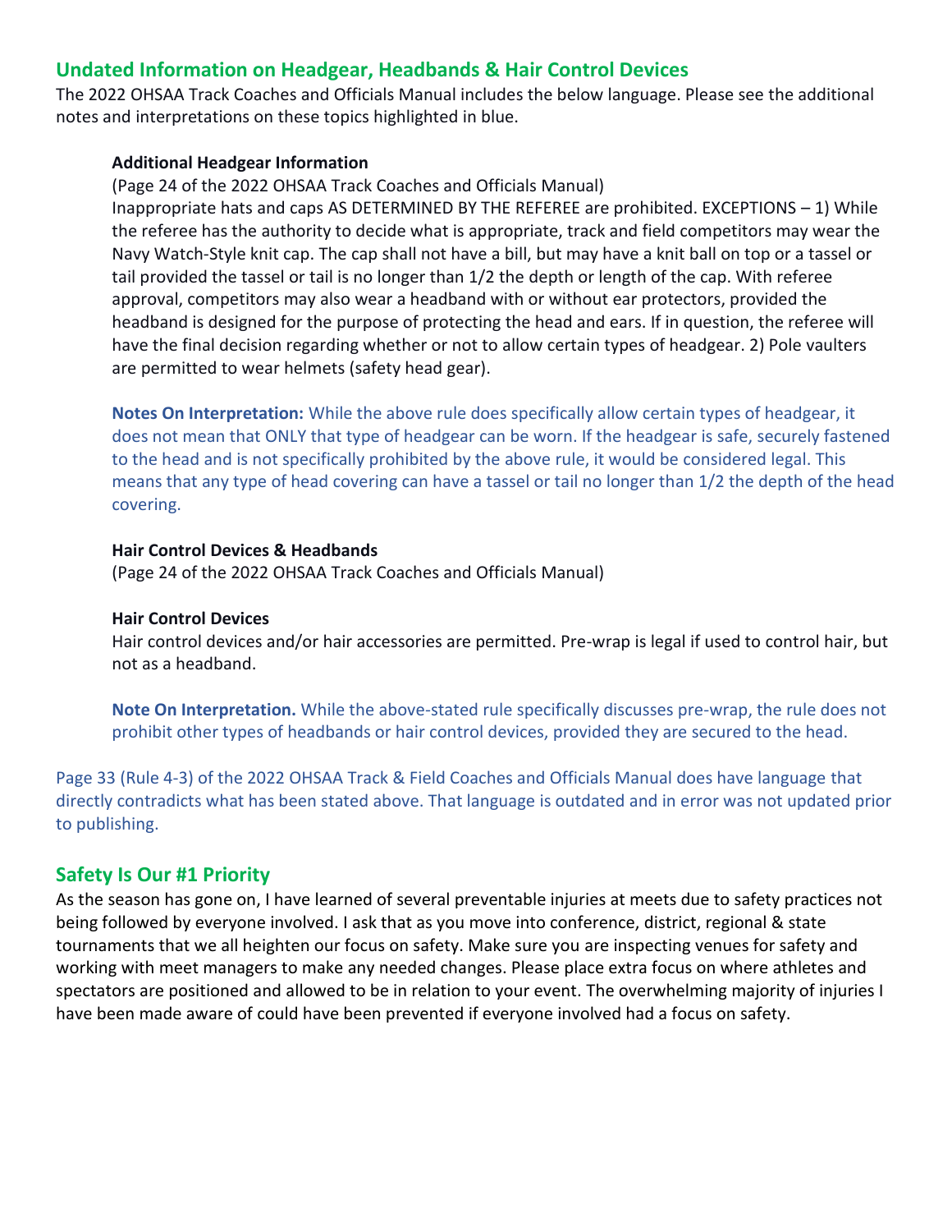## Undated Information on Headgear, Headbands & Hair Control Devices

The 2022 OHSAA Track Coaches and Officials Manual includes the below language. Please see the additional notes and interpretations on these topics highlighted in blue.

**Additional Headgear Information**

(Page 24 of the 2022 OHSAA Track Coaches and Officials Manual)

Inappropriate hats and caps AS DETERMINED BY THE REFEREE are prohibited. EXCEPTIONS – 1) While the referee has the authority to decide what is appropriate, track and field competitors may wear the Navy Watch-Style knit cap. The cap shall not have a bill, but may have a knit ball on top or a tassel or tail provided the tassel or tail is no longer than 1/2 the depth or length of the cap. With referee approval, competitors may also wear a headband with or without ear protectors, provided the headband is designed for the purpose of protecting the head and ears. If in question, the referee will have the final decision regarding whether or not to allow certain types of headgear. 2) Pole vaulters are permitted to wear helmets (safety head gear).

**Notes On Interpretation:** While the above rule does specifically allow certain types of headgear, it does not mean that ONLY that type of headgear can be worn. If the headgear is safe, securely fastened to the head and is not specifically prohibited by the above rule, it would be considered legal. This means that any type of head covering can have a tassel or tail no longer than 1/2 the depth of the head covering.

**Hair Control Devices & Headbands**

(Page 24 of the 2022 OHSAA Track Coaches and Officials Manual)

**Hair Control Devices**

Hair control devices and/or hair accessories are permitted. Pre-wrap is legal if used to control hair, but not as a headband.

**Note On Interpretation.** While the above-stated rule specifically discusses pre-wrap, the rule does not prohibit other types of headbands or hair control devices, provided they are secured to the head.

Page 33 (Rule 4-3) of the 2022 OHSAA Track & Field Coaches and Officials Manual does have language that directly contradicts what has been stated above. That language is outdated and in error was not updated prior to publishing.

## Safety Is Our #1 Priority

As the season has gone on, I have learned of several preventable injuries at meets due to safety practices not being followed by everyone involved. I ask that as you move into conference, district, regional & state tournaments that we all heighten our focus on safety. Make sure you are inspecting venues for safety and working with meet managers to make any needed changes. Please place extra focus on where athletes and spectators are positioned and allowed to be in relation to your event. The overwhelming majority of injuries I have been made aware of could have been prevented if everyone involved had a focus on safety.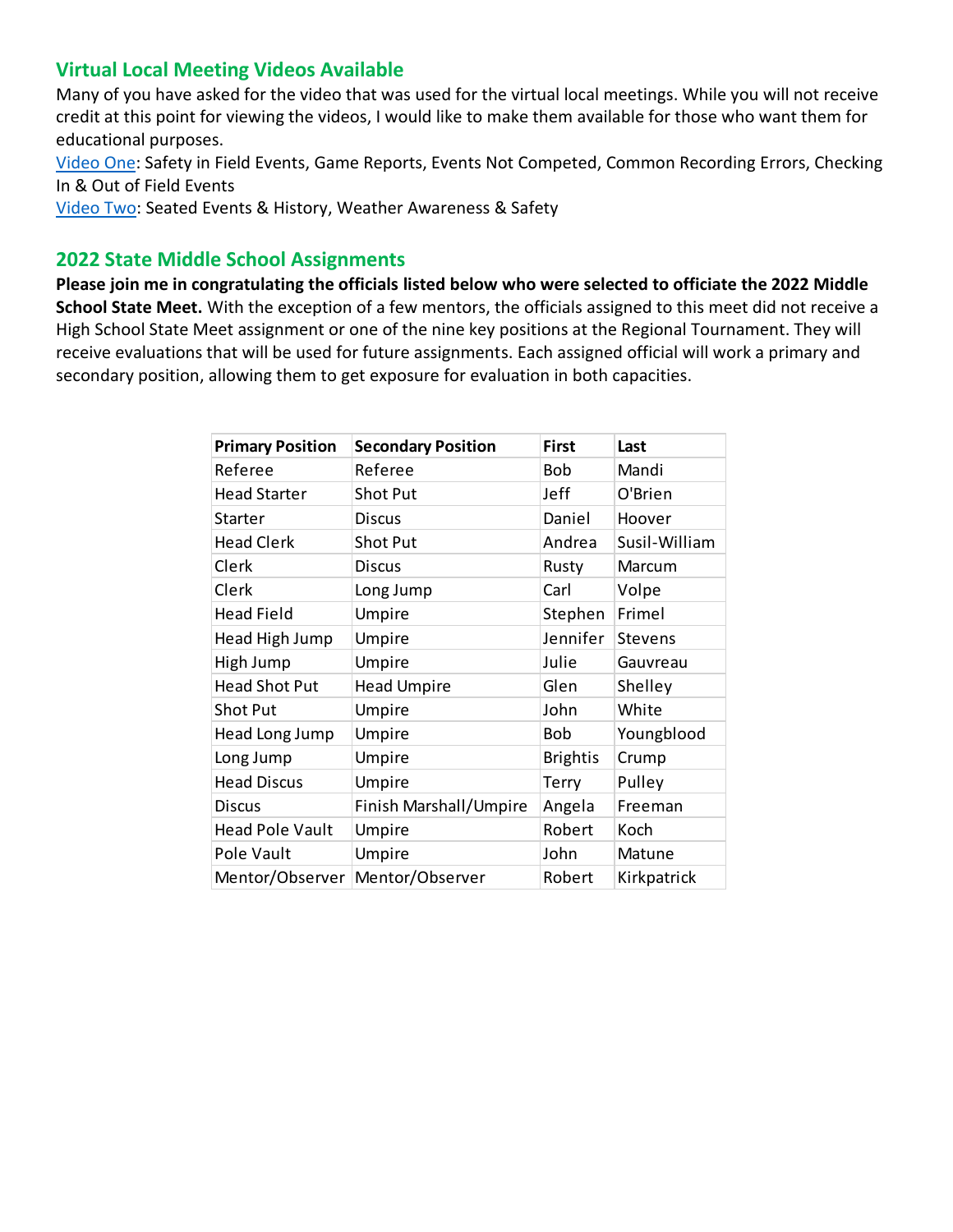## Virtual Local Meeting Videos Available

Many of you have asked for the video that was used for the virtual local meetings. While you will not receive credit at this point for viewing the videos, I would like to make them available for those who want them for educational purposes.

Video One: Safety in Field Events, Game Reports, Events Not Competed, Common Recording Errors, Checking In & Out of Field Events

Video Two: Seated Events & History, Weather Awareness & Safety

## 2022 State Middle School Assignments

**Please join me in congratulating the officials listed below who were selected to officiate the 2022 Middle School State Meet.** With the exception of a few mentors, the officials assigned to this meet did not receive a High School State Meet assignment or one of the nine key positions at the Regional Tournament. They will receive evaluations that will be used for future assignments. Each assigned official will work a primary and secondary position, allowing them to get exposure for evaluation in both capacities.

| Primary Position | Secondary Position | First | Last |
|---|---|---|---|
| Referee | Referee | Bob | Mandi |
| Head Starter | Shot Put | Jeff | O'Brien |
| Starter | Discus | Daniel | Hoover |
| Head Clerk | Shot Put | Andrea | Susil-William |
| Clerk | Discus | Rusty | Marcum |
| Clerk | Long Jump | Carl | Volpe |
| Head Field | Umpire | Stephen | Frimel |
| Head High Jump | Umpire | Jennifer | Stevens |
| High Jump | Umpire | Julie | Gauvreau |
| Head Shot Put | Head Umpire | Glen | Shelley |
| Shot Put | Umpire | John | White |
| Head Long Jump | Umpire | Bob | Youngblood |
| Long Jump | Umpire | Brightis | Crump |
| Head Discus | Umpire | Terry | Pulley |
| Discus | Finish Marshall/Umpire | Angela | Freeman |
| Head Pole Vault | Umpire | Robert | Koch |
| Pole Vault | Umpire | John | Matune |
| Mentor/Observer | Mentor/Observer | Robert | Kirkpatrick |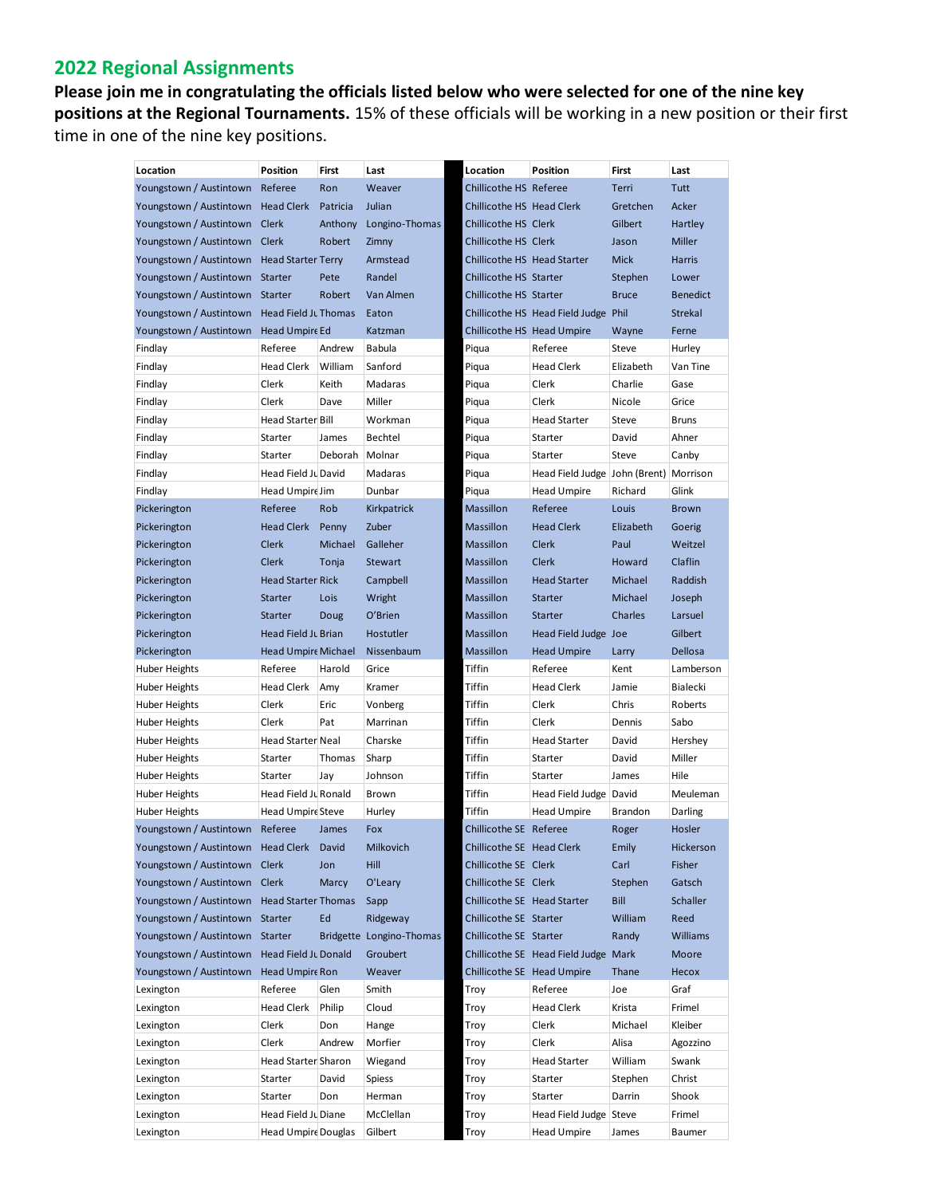## 2022 Regional Assignments

**Please join me in congratulating the officials listed below who were selected for one of the nine key positions at the Regional Tournaments.** 15% of these officials will be working in a new position or their first time in one of the nine key positions.

| Location | Position | First | Last | Location | Position | First | Last |
|---|---|---|---|---|---|---|---|
| Youngstown / Austintown | Referee | Ron | Weaver | Chillicothe HS | Referee | Terri | Tutt |
| Youngstown / Austintown | Head Clerk | Patricia | Julian | Chillicothe HS | Head Clerk | Gretchen | Acker |
| Youngstown / Austintown | Clerk | Anthony | Longino-Thomas | Chillicothe HS | Clerk | Gilbert | Hartley |
| Youngstown / Austintown | Clerk | Robert | Zimny | Chillicothe HS | Clerk | Jason | Miller |
| Youngstown / Austintown | Head Starter | Terry | Armstead | Chillicothe HS | Head Starter | Mick | Harris |
| Youngstown / Austintown | Starter | Pete | Randel | Chillicothe HS | Starter | Stephen | Lower |
| Youngstown / Austintown | Starter | Robert | Van Almen | Chillicothe HS | Starter | Bruce | Benedict |
| Youngstown / Austintown | Head Field Ju | Thomas | Eaton | Chillicothe HS | Head Field Judge | Phil | Strekal |
| Youngstown / Austintown | Head Umpire | Ed | Katzman | Chillicothe HS | Head Umpire | Wayne | Ferne |
| Findlay | Referee | Andrew | Babula | Piqua | Referee | Steve | Hurley |
| Findlay | Head Clerk | William | Sanford | Piqua | Head Clerk | Elizabeth | Van Tine |
| Findlay | Clerk | Keith | Madaras | Piqua | Clerk | Charlie | Gase |
| Findlay | Clerk | Dave | Miller | Piqua | Clerk | Nicole | Grice |
| Findlay | Head Starter | Bill | Workman | Piqua | Head Starter | Steve | Bruns |
| Findlay | Starter | James | Bechtel | Piqua | Starter | David | Ahner |
| Findlay | Starter | Deborah | Molnar | Piqua | Starter | Steve | Canby |
| Findlay | Head Field Ju | David | Madaras | Piqua | Head Field Judge | John (Brent) | Morrison |
| Findlay | Head Umpire | Jim | Dunbar | Piqua | Head Umpire | Richard | Glink |
| Pickerington | Referee | Rob | Kirkpatrick | Massillon | Referee | Louis | Brown |
| Pickerington | Head Clerk | Penny | Zuber | Massillon | Head Clerk | Elizabeth | Goerig |
| Pickerington | Clerk | Michael | Galleher | Massillon | Clerk | Paul | Weitzel |
| Pickerington | Clerk | Tonja | Stewart | Massillon | Clerk | Howard | Claflin |
| Pickerington | Head Starter | Rick | Campbell | Massillon | Head Starter | Michael | Raddish |
| Pickerington | Starter | Lois | Wright | Massillon | Starter | Michael | Joseph |
| Pickerington | Starter | Doug | O'Brien | Massillon | Starter | Charles | Larsuel |
| Pickerington | Head Field Ju | Brian | Hostutler | Massillon | Head Field Judge | Joe | Gilbert |
| Pickerington | Head Umpire | Michael | Nissenbaum | Massillon | Head Umpire | Larry | Dellosa |
| Huber Heights | Referee | Harold | Grice | Tiffin | Referee | Kent | Lamberson |
| Huber Heights | Head Clerk | Amy | Kramer | Tiffin | Head Clerk | Jamie | Bialecki |
| Huber Heights | Clerk | Eric | Vonberg | Tiffin | Clerk | Chris | Roberts |
| Huber Heights | Clerk | Pat | Marrinan | Tiffin | Clerk | Dennis | Sabo |
| Huber Heights | Head Starter | Neal | Charske | Tiffin | Head Starter | David | Hershey |
| Huber Heights | Starter | Thomas | Sharp | Tiffin | Starter | David | Miller |
| Huber Heights | Starter | Jay | Johnson | Tiffin | Starter | James | Hile |
| Huber Heights | Head Field Ju | Ronald | Brown | Tiffin | Head Field Judge | David | Meuleman |
| Huber Heights | Head Umpire | Steve | Hurley | Tiffin | Head Umpire | Brandon | Darling |
| Youngstown / Austintown | Referee | James | Fox | Chillicothe SE | Referee | Roger | Hosler |
| Youngstown / Austintown | Head Clerk | David | Milkovich | Chillicothe SE | Head Clerk | Emily | Hickerson |
| Youngstown / Austintown | Clerk | Jon | Hill | Chillicothe SE | Clerk | Carl | Fisher |
| Youngstown / Austintown | Clerk | Marcy | O'Leary | Chillicothe SE | Clerk | Stephen | Gatsch |
| Youngstown / Austintown | Head Starter | Thomas | Sapp | Chillicothe SE | Head Starter | Bill | Schaller |
| Youngstown / Austintown | Starter | Ed | Ridgeway | Chillicothe SE | Starter | William | Reed |
| Youngstown / Austintown | Starter | Bridgette | Longino-Thomas | Chillicothe SE | Starter | Randy | Williams |
| Youngstown / Austintown | Head Field Ju | Donald | Groubert | Chillicothe SE | Head Field Judge | Mark | Moore |
| Youngstown / Austintown | Head Umpire | Ron | Weaver | Chillicothe SE | Head Umpire | Thane | Hecox |
| Lexington | Referee | Glen | Smith | Troy | Referee | Joe | Graf |
| Lexington | Head Clerk | Philip | Cloud | Troy | Head Clerk | Krista | Frimel |
| Lexington | Clerk | Don | Hange | Troy | Clerk | Michael | Kleiber |
| Lexington | Clerk | Andrew | Morfier | Troy | Clerk | Alisa | Agozzino |
| Lexington | Head Starter | Sharon | Wiegand | Troy | Head Starter | William | Swank |
| Lexington | Starter | David | Spiess | Troy | Starter | Stephen | Christ |
| Lexington | Starter | Don | Herman | Troy | Starter | Darrin | Shook |
| Lexington | Head Field Ju | Diane | McClellan | Troy | Head Field Judge | Steve | Frimel |
| Lexington | Head Umpire | Douglas | Gilbert | Troy | Head Umpire | James | Baumer |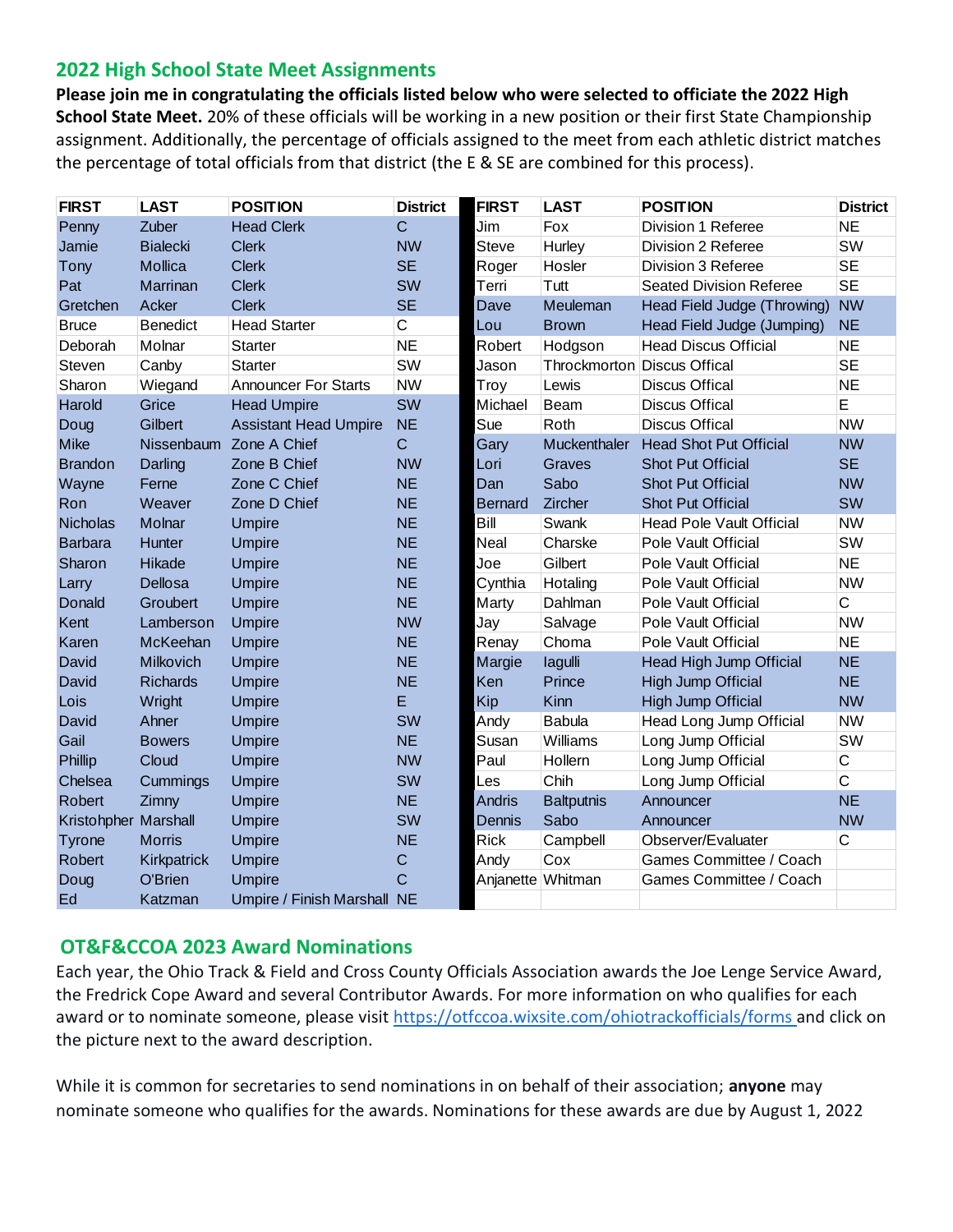## 2022 High School State Meet Assignments

**Please join me in congratulating the officials listed below who were selected to officiate the 2022 High School State Meet.** 20% of these officials will be working in a new position or their first State Championship assignment. Additionally, the percentage of officials assigned to the meet from each athletic district matches the percentage of total officials from that district (the E & SE are combined for this process).

| FIRST | LAST | POSITION | District |
|---|---|---|---|
| Penny | Zuber | Head Clerk | C |
| Jamie | Bialecki | Clerk | NW |
| Tony | Mollica | Clerk | SE |
| Pat | Marrinan | Clerk | SW |
| Gretchen | Acker | Clerk | SE |
| Bruce | Benedict | Head Starter | C |
| Deborah | Molnar | Starter | NE |
| Steven | Canby | Starter | SW |
| Sharon | Wiegand | Announcer For Starts | NW |
| Harold | Grice | Head Umpire | SW |
| Doug | Gilbert | Assistant Head Umpire | NE |
| Mike | Nissenbaum | Zone A Chief | C |
| Brandon | Darling | Zone B Chief | NW |
| Wayne | Ferne | Zone C Chief | NE |
| Ron | Weaver | Zone D Chief | NE |
| Nicholas | Molnar | Umpire | NE |
| Barbara | Hunter | Umpire | NE |
| Sharon | Hikade | Umpire | NE |
| Larry | Dellosa | Umpire | NE |
| Donald | Groubert | Umpire | NE |
| Kent | Lamberson | Umpire | NW |
| Karen | McKeehan | Umpire | NE |
| David | Milkovich | Umpire | NE |
| David | Richards | Umpire | NE |
| Lois | Wright | Umpire | E |
| David | Ahner | Umpire | SW |
| Gail | Bowers | Umpire | NE |
| Phillip | Cloud | Umpire | NW |
| Chelsea | Cummings | Umpire | SW |
| Robert | Zimny | Umpire | NE |
| Kristohpher | Marshall | Umpire | SW |
| Tyrone | Morris | Umpire | NE |
| Robert | Kirkpatrick | Umpire | C |
| Doug | O'Brien | Umpire | C |
| Ed | Katzman | Umpire / Finish Marshall | NE |

| FIRST | LAST | POSITION | District |
|---|---|---|---|
| Jim | Fox | Division 1 Referee | NE |
| Steve | Hurley | Division 2 Referee | SW |
| Roger | Hosler | Division 3 Referee | SE |
| Terri | Tutt | Seated Division Referee | SE |
| Dave | Meuleman | Head Field Judge (Throwing) | NW |
| Lou | Brown | Head Field Judge (Jumping) | NE |
| Robert | Hodgson | Head Discus Official | NE |
| Jason | Throckmorton | Discus Offical | SE |
| Troy | Lewis | Discus Offical | NE |
| Michael | Beam | Discus Offical | E |
| Sue | Roth | Discus Offical | NW |
| Gary | Muckenthaler | Head Shot Put Official | NW |
| Lori | Graves | Shot Put Official | SE |
| Dan | Sabo | Shot Put Official | NW |
| Bernard | Zircher | Shot Put Official | SW |
| Bill | Swank | Head Pole Vault Official | NW |
| Neal | Charske | Pole Vault Official | SW |
| Joe | Gilbert | Pole Vault Official | NE |
| Cynthia | Hotaling | Pole Vault Official | NW |
| Marty | Dahlman | Pole Vault Official | C |
| Jay | Salvage | Pole Vault Official | NW |
| Renay | Choma | Pole Vault Official | NE |
| Margie | Iagulli | Head High Jump Official | NE |
| Ken | Prince | High Jump Official | NE |
| Kip | Kinn | High Jump Official | NW |
| Andy | Babula | Head Long Jump Official | NW |
| Susan | Williams | Long Jump Official | SW |
| Paul | Hollern | Long Jump Official | C |
| Les | Chih | Long Jump Official | C |
| Andris | Baltputnis | Announcer | NE |
| Dennis | Sabo | Announcer | NW |
| Rick | Campbell | Observer/Evaluater | C |
| Andy | Cox | Games Committee / Coach | |
| Anjanette | Whitman | Games Committee / Coach | |

## OT&F&CCOA 2023 Award Nominations

Each year, the Ohio Track & Field and Cross County Officials Association awards the Joe Lenge Service Award, the Fredrick Cope Award and several Contributor Awards. For more information on who qualifies for each award or to nominate someone, please visit https://otfccoa.wixsite.com/ohiotrackofficials/forms and click on the picture next to the award description.

While it is common for secretaries to send nominations in on behalf of their association; **anyone** may nominate someone who qualifies for the awards. Nominations for these awards are due by August 1, 2022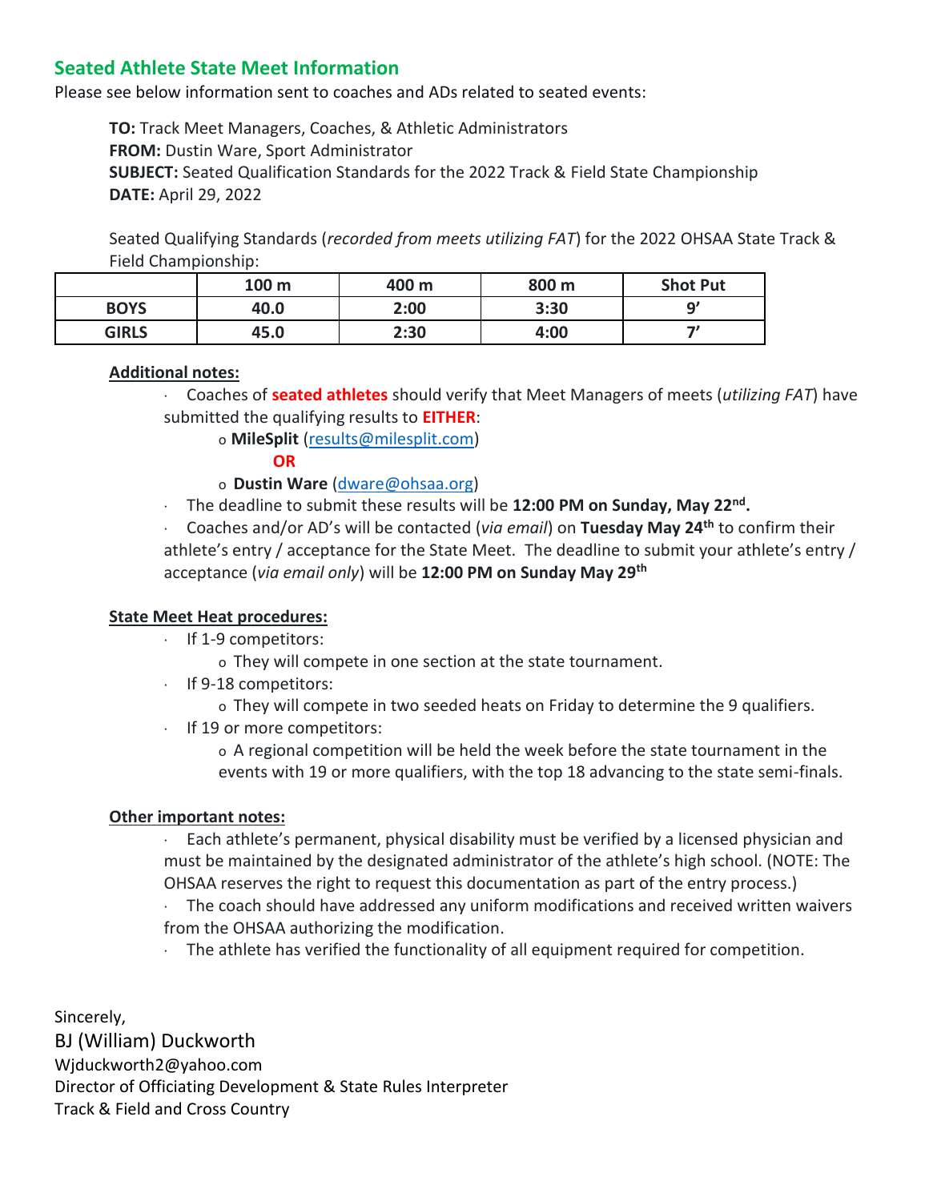## Seated Athlete State Meet Information

Please see below information sent to coaches and ADs related to seated events:

**TO:** Track Meet Managers, Coaches, & Athletic Administrators
**FROM:** Dustin Ware, Sport Administrator
**SUBJECT:** Seated Qualification Standards for the 2022 Track & Field State Championship
**DATE:** April 29, 2022

Seated Qualifying Standards (*recorded from meets utilizing FAT*) for the 2022 OHSAA State Track & Field Championship:

| | 100 m | 400 m | 800 m | Shot Put |
|---|---|---|---|---|
| **BOYS** | **40.0** | **2:00** | **3:30** | **9'** |
| **GIRLS** | **45.0** | **2:30** | **4:00** | **7'** |

**Additional notes:**

- Coaches of **seated athletes** should verify that Meet Managers of meets (*utilizing FAT*) have submitted the qualifying results to **EITHER**:
  - **MileSplit** (results@milesplit.com)
  
    **OR**
  - **Dustin Ware** (dware@ohsaa.org)
- The deadline to submit these results will be **12:00 PM on Sunday, May 22nd.**
- Coaches and/or AD's will be contacted (*via email*) on **Tuesday May 24th** to confirm their athlete's entry / acceptance for the State Meet. The deadline to submit your athlete's entry / acceptance (*via email only*) will be **12:00 PM on Sunday May 29th**

**State Meet Heat procedures:**

- If 1-9 competitors:
  - They will compete in one section at the state tournament.
- If 9-18 competitors:
  - They will compete in two seeded heats on Friday to determine the 9 qualifiers.
- If 19 or more competitors:
  - A regional competition will be held the week before the state tournament in the events with 19 or more qualifiers, with the top 18 advancing to the state semi-finals.

**Other important notes:**

- Each athlete's permanent, physical disability must be verified by a licensed physician and must be maintained by the designated administrator of the athlete's high school. (NOTE: The OHSAA reserves the right to request this documentation as part of the entry process.)
- The coach should have addressed any uniform modifications and received written waivers from the OHSAA authorizing the modification.
- The athlete has verified the functionality of all equipment required for competition.

Sincerely,
BJ (William) Duckworth
Wjduckworth2@yahoo.com
Director of Officiating Development & State Rules Interpreter
Track & Field and Cross Country